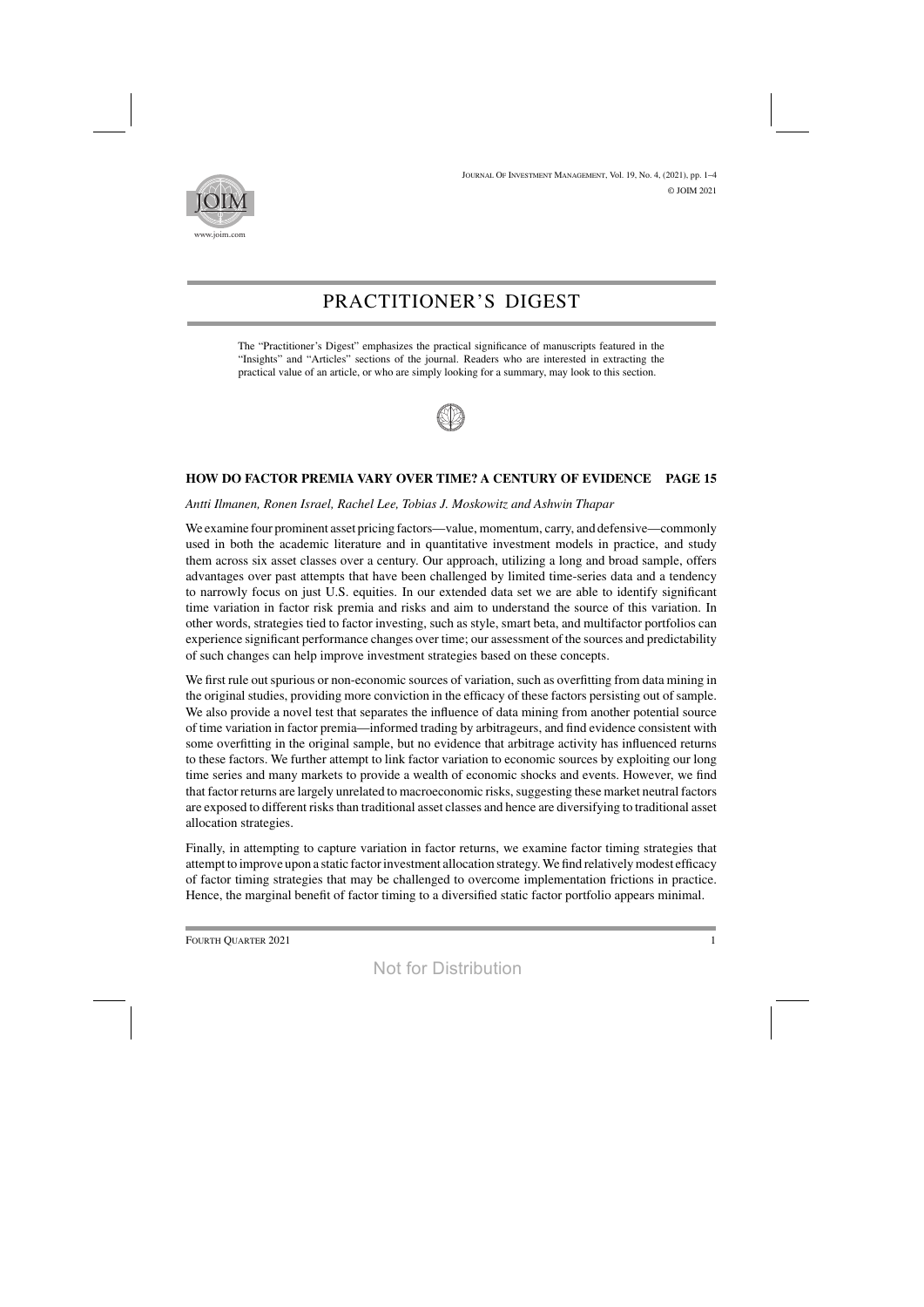# PRACTITIONER'S DIGEST

The "Practitioner's Digest" emphasizes the practical significance of manuscripts featured in the "Insights" and "Articles" sections of the journal. Readers who are interested in extracting the practical value of an article, or who are simply looking for a summary, may look to this section.

## HOW DO FACTOR PREMIA VARY OVER TIME? A CENTURY OF EVIDENCE PAGE 15

*Antti Ilmanen, Ronen Israel, Rachel Lee, Tobias J. Moskowitz and Ashwin Thapar*

We examine four prominent asset pricing factors—value, momentum, carry, and defensive—commonly used in both the academic literature and in quantitative investment models in practice, and study them across six asset classes over a century. Our approach, utilizing a long and broad sample, offers advantages over past attempts that have been challenged by limited time-series data and a tendency to narrowly focus on just U.S. equities. In our extended data set we are able to identify significant time variation in factor risk premia and risks and aim to understand the source of this variation. In other words, strategies tied to factor investing, such as style, smart beta, and multifactor portfolios can experience significant performance changes over time; our assessment of the sources and predictability of such changes can help improve investment strategies based on these concepts.

We first rule out spurious or non-economic sources of variation, such as overfitting from data mining in the original studies, providing more conviction in the efficacy of these factors persisting out of sample. We also provide a novel test that separates the influence of data mining from another potential source of time variation in factor premia—informed trading by arbitrageurs, and find evidence consistent with some overfitting in the original sample, but no evidence that arbitrage activity has influenced returns to these factors. We further attempt to link factor variation to economic sources by exploiting our long time series and many markets to provide a wealth of economic shocks and events. However, we find that factor returns are largely unrelated to macroeconomic risks, suggesting these market neutral factors are exposed to different risks than traditional asset classes and hence are diversifying to traditional asset allocation strategies.

Finally, in attempting to capture variation in factor returns, we examine factor timing strategies that attempt to improve upon a static factor investment allocation strategy. We find relatively modest efficacy of factor timing strategies that may be challenged to overcome implementation frictions in practice. Hence, the marginal benefit of factor timing to a diversified static factor portfolio appears minimal.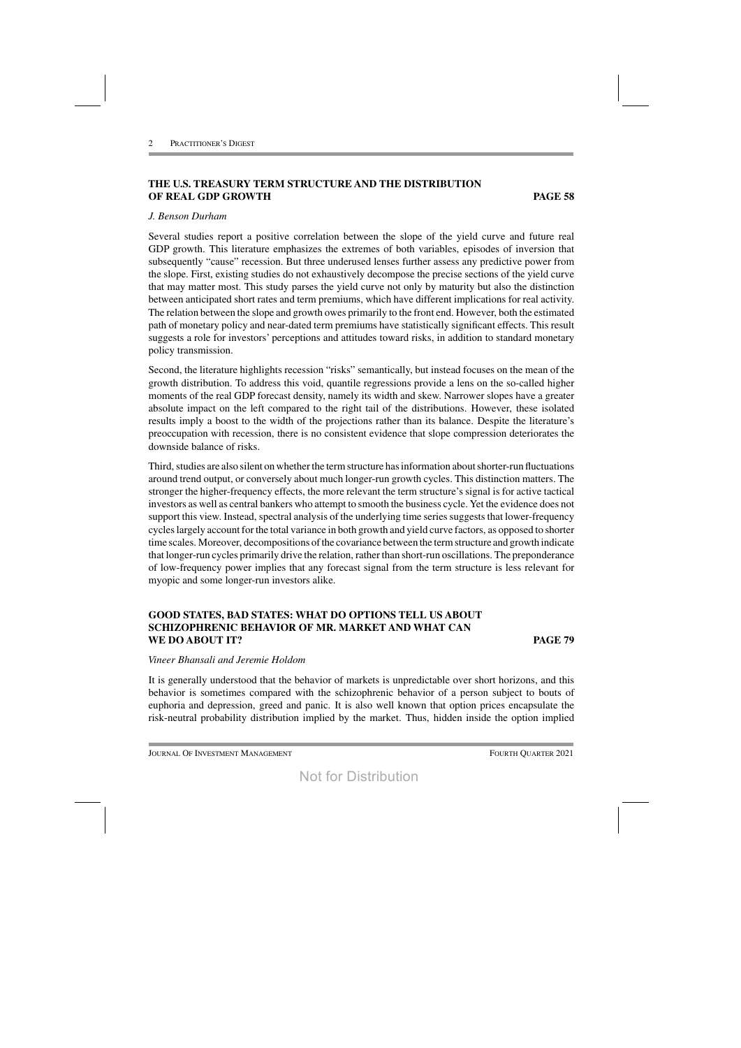## THE U.S. TREASURY TERM STRUCTURE AND THE DISTRIBUTION OF REAL GDP GROWTH — PAGE 58

*J. Benson Durham*

Several studies report a positive correlation between the slope of the yield curve and future real GDP growth. This literature emphasizes the extremes of both variables, episodes of inversion that subsequently "cause" recession. But three underused lenses further assess any predictive power from the slope. First, existing studies do not exhaustively decompose the precise sections of the yield curve that may matter most. This study parses the yield curve not only by maturity but also the distinction between anticipated short rates and term premiums, which have different implications for real activity. The relation between the slope and growth owes primarily to the front end. However, both the estimated path of monetary policy and near-dated term premiums have statistically significant effects. This result suggests a role for investors' perceptions and attitudes toward risks, in addition to standard monetary policy transmission.

Second, the literature highlights recession "risks" semantically, but instead focuses on the mean of the growth distribution. To address this void, quantile regressions provide a lens on the so-called higher moments of the real GDP forecast density, namely its width and skew. Narrower slopes have a greater absolute impact on the left compared to the right tail of the distributions. However, these isolated results imply a boost to the width of the projections rather than its balance. Despite the literature's preoccupation with recession, there is no consistent evidence that slope compression deteriorates the downside balance of risks.

Third, studies are also silent on whether the term structure has information about shorter-run fluctuations around trend output, or conversely about much longer-run growth cycles. This distinction matters. The stronger the higher-frequency effects, the more relevant the term structure's signal is for active tactical investors as well as central bankers who attempt to smooth the business cycle. Yet the evidence does not support this view. Instead, spectral analysis of the underlying time series suggests that lower-frequency cycles largely account for the total variance in both growth and yield curve factors, as opposed to shorter time scales. Moreover, decompositions of the covariance between the term structure and growth indicate that longer-run cycles primarily drive the relation, rather than short-run oscillations. The preponderance of low-frequency power implies that any forecast signal from the term structure is less relevant for myopic and some longer-run investors alike.

## GOOD STATES, BAD STATES: WHAT DO OPTIONS TELL US ABOUT SCHIZOPHRENIC BEHAVIOR OF MR. MARKET AND WHAT CAN WE DO ABOUT IT? — PAGE 79

*Vineer Bhansali and Jeremie Holdom*

It is generally understood that the behavior of markets is unpredictable over short horizons, and this behavior is sometimes compared with the schizophrenic behavior of a person subject to bouts of euphoria and depression, greed and panic. It is also well known that option prices encapsulate the risk-neutral probability distribution implied by the market. Thus, hidden inside the option implied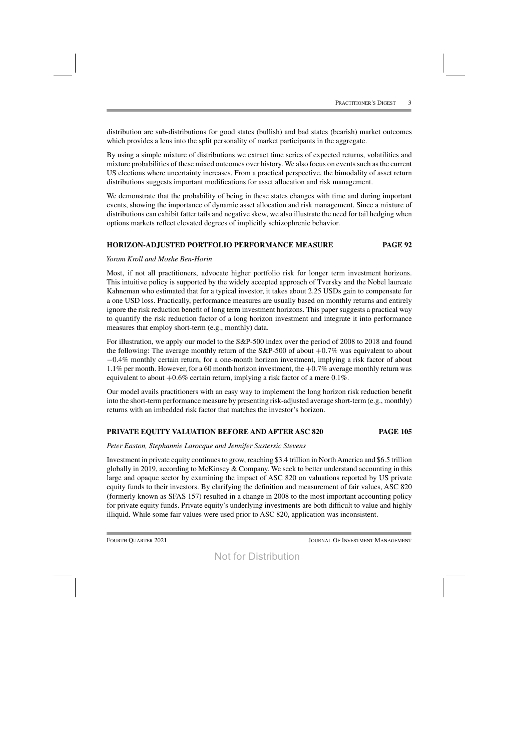distribution are sub-distributions for good states (bullish) and bad states (bearish) market outcomes which provides a lens into the split personality of market participants in the aggregate.

By using a simple mixture of distributions we extract time series of expected returns, volatilities and mixture probabilities of these mixed outcomes over history. We also focus on events such as the current US elections where uncertainty increases. From a practical perspective, the bimodality of asset return distributions suggests important modifications for asset allocation and risk management.

We demonstrate that the probability of being in these states changes with time and during important events, showing the importance of dynamic asset allocation and risk management. Since a mixture of distributions can exhibit fatter tails and negative skew, we also illustrate the need for tail hedging when options markets reflect elevated degrees of implicitly schizophrenic behavior.

## HORIZON-ADJUSTED PORTFOLIO PERFORMANCE MEASURE — PAGE 92

*Yoram Kroll and Moshe Ben-Horin*

Most, if not all practitioners, advocate higher portfolio risk for longer term investment horizons. This intuitive policy is supported by the widely accepted approach of Tversky and the Nobel laureate Kahneman who estimated that for a typical investor, it takes about 2.25 USDs gain to compensate for a one USD loss. Practically, performance measures are usually based on monthly returns and entirely ignore the risk reduction benefit of long term investment horizons. This paper suggests a practical way to quantify the risk reduction factor of a long horizon investment and integrate it into performance measures that employ short-term (e.g., monthly) data.

For illustration, we apply our model to the S&P-500 index over the period of 2008 to 2018 and found the following: The average monthly return of the S&P-500 of about $+0.7\%$ was equivalent to about $-0.4\%$ monthly certain return, for a one-month horizon investment, implying a risk factor of about 1.1% per month. However, for a 60 month horizon investment, the $+0.7\%$ average monthly return was equivalent to about $+0.6\%$ certain return, implying a risk factor of a mere 0.1%.

Our model avails practitioners with an easy way to implement the long horizon risk reduction benefit into the short-term performance measure by presenting risk-adjusted average short-term (e.g., monthly) returns with an imbedded risk factor that matches the investor's horizon.

## PRIVATE EQUITY VALUATION BEFORE AND AFTER ASC 820 — PAGE 105

*Peter Easton, Stephannie Larocque and Jennifer Sustersic Stevens*

Investment in private equity continues to grow, reaching \$3.4 trillion in North America and \$6.5 trillion globally in 2019, according to McKinsey & Company. We seek to better understand accounting in this large and opaque sector by examining the impact of ASC 820 on valuations reported by US private equity funds to their investors. By clarifying the definition and measurement of fair values, ASC 820 (formerly known as SFAS 157) resulted in a change in 2008 to the most important accounting policy for private equity funds. Private equity's underlying investments are both difficult to value and highly illiquid. While some fair values were used prior to ASC 820, application was inconsistent.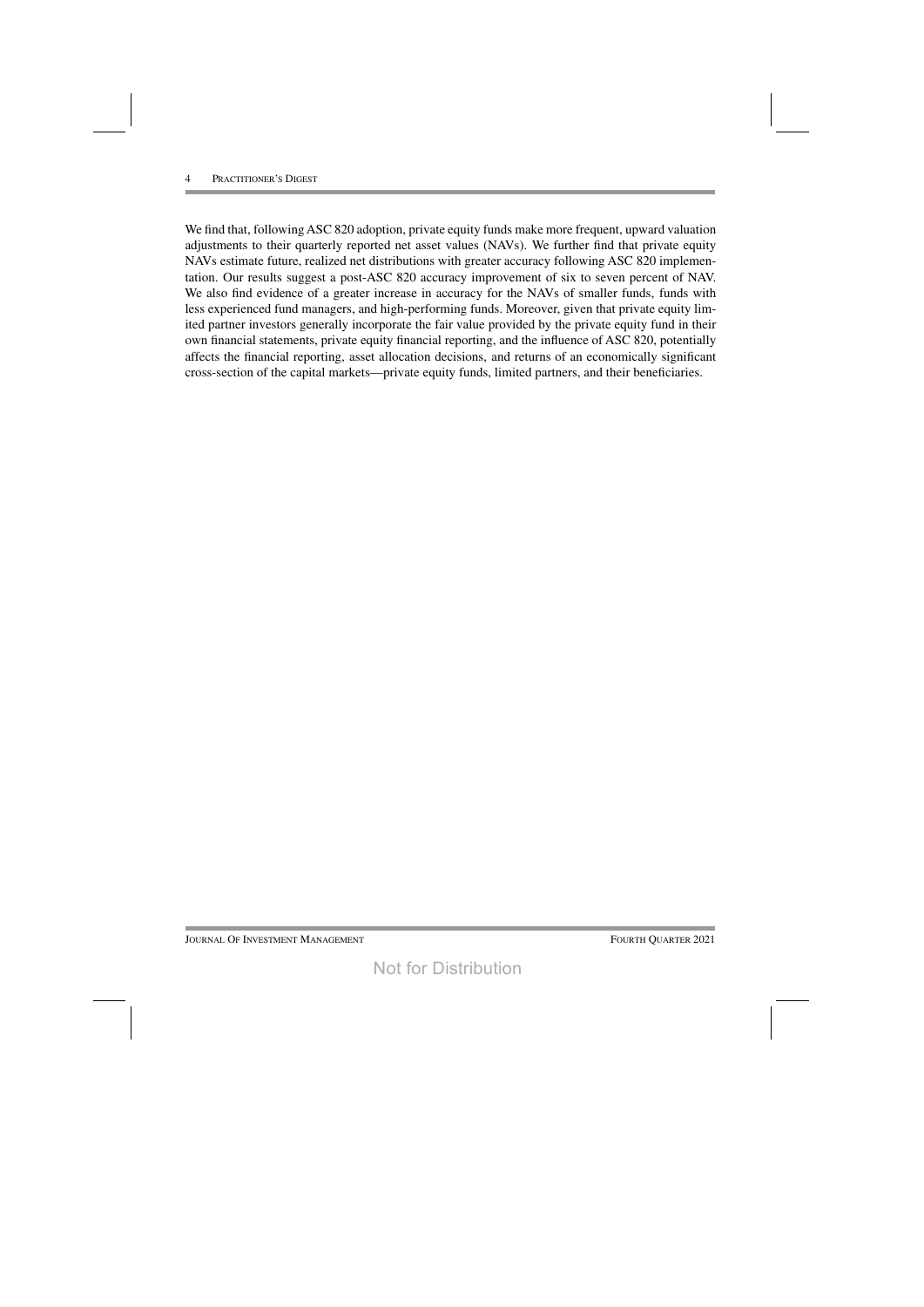We find that, following ASC 820 adoption, private equity funds make more frequent, upward valuation adjustments to their quarterly reported net asset values (NAVs). We further find that private equity NAVs estimate future, realized net distributions with greater accuracy following ASC 820 implementation. Our results suggest a post-ASC 820 accuracy improvement of six to seven percent of NAV. We also find evidence of a greater increase in accuracy for the NAVs of smaller funds, funds with less experienced fund managers, and high-performing funds. Moreover, given that private equity limited partner investors generally incorporate the fair value provided by the private equity fund in their own financial statements, private equity financial reporting, and the influence of ASC 820, potentially affects the financial reporting, asset allocation decisions, and returns of an economically significant cross-section of the capital markets—private equity funds, limited partners, and their beneficiaries.